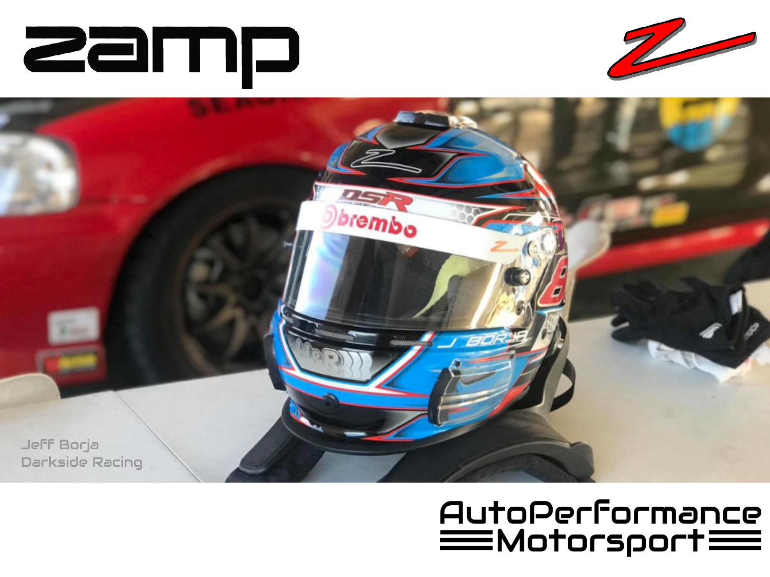# zamp

Jeff Borja
Darkside Racing

AutoPerformance
Motorsport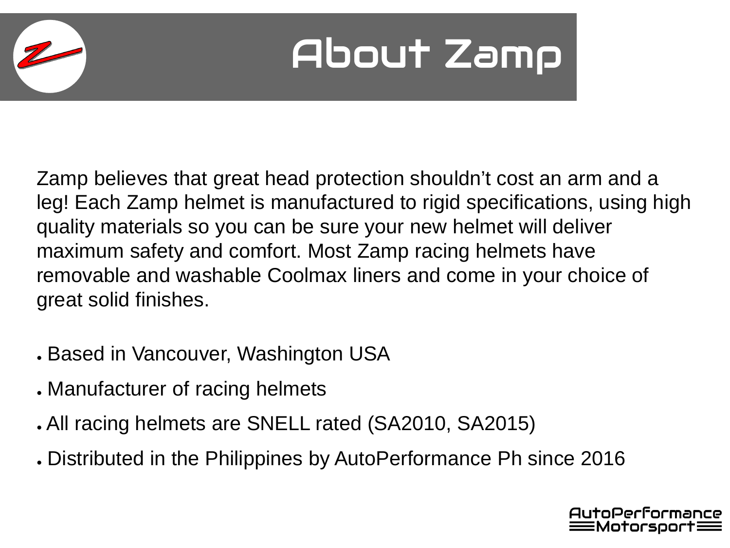# About Zamp

Zamp believes that great head protection shouldn’t cost an arm and a leg! Each Zamp helmet is manufactured to rigid specifications, using high quality materials so you can be sure your new helmet will deliver maximum safety and comfort. Most Zamp racing helmets have removable and washable Coolmax liners and come in your choice of great solid finishes.

- Based in Vancouver, Washington USA
- Manufacturer of racing helmets
- All racing helmets are SNELL rated (SA2010, SA2015)
- Distributed in the Philippines by AutoPerformance Ph since 2016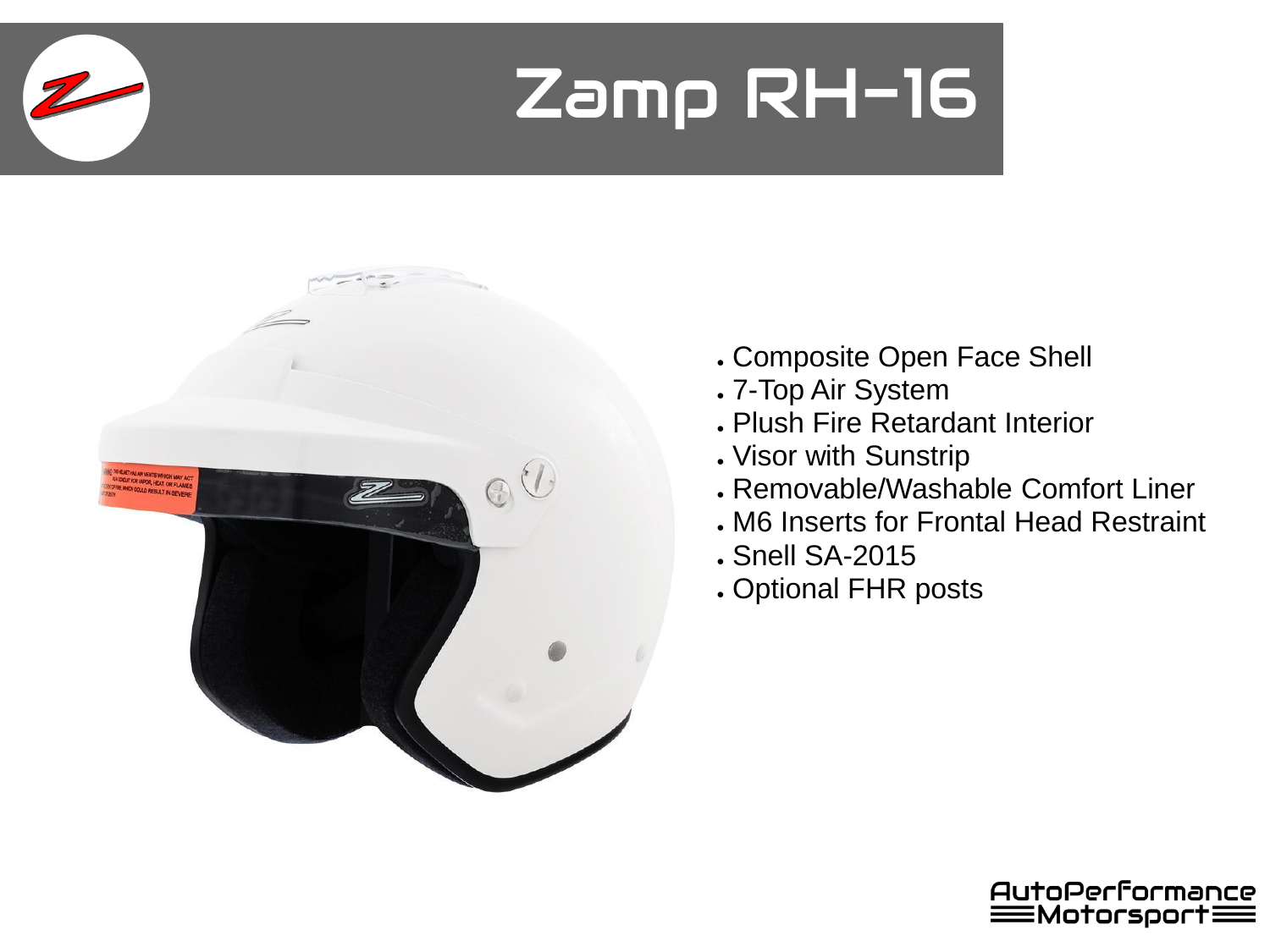# Zamp RH-16

- Composite Open Face Shell
- 7-Top Air System
- Plush Fire Retardant Interior
- Visor with Sunstrip
- Removable/Washable Comfort Liner
- M6 Inserts for Frontal Head Restraint
- Snell SA-2015
- Optional FHR posts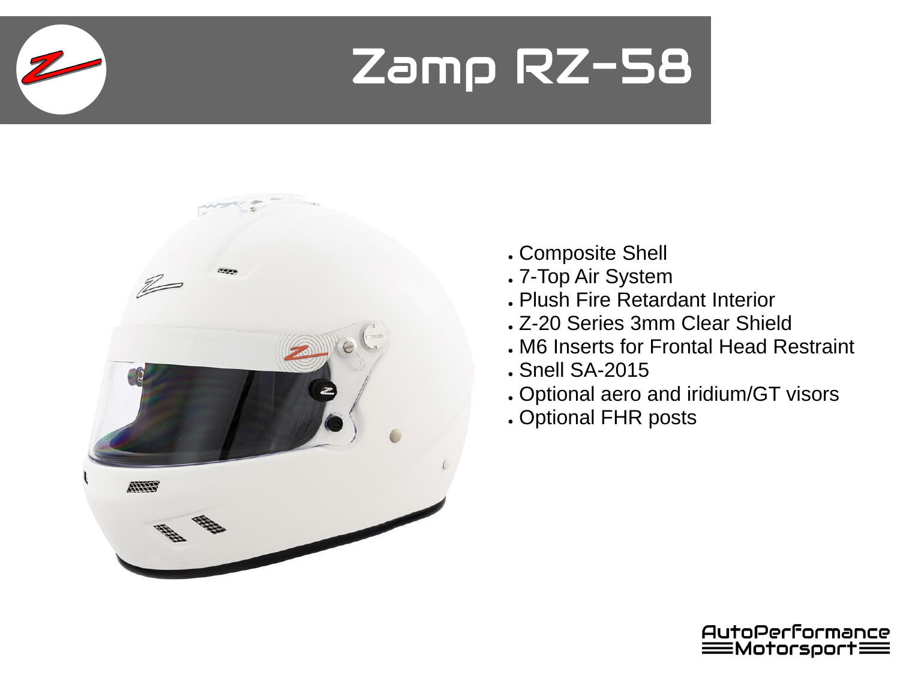# Zamp RZ-58

- Composite Shell
- 7-Top Air System
- Plush Fire Retardant Interior
- Z-20 Series 3mm Clear Shield
- M6 Inserts for Frontal Head Restraint
- Snell SA-2015
- Optional aero and iridium/GT visors
- Optional FHR posts

AutoPerformance Motorsport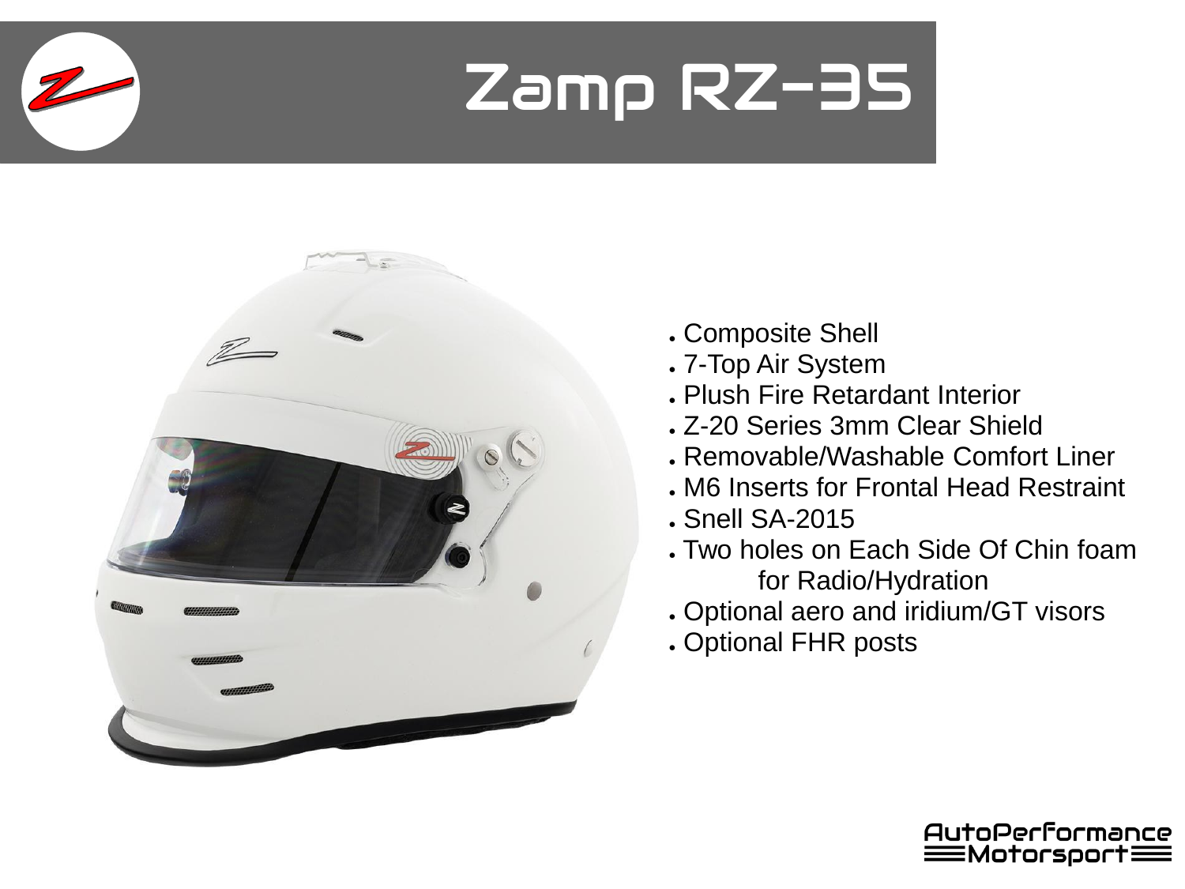# Zamp RZ-35

- Composite Shell
- 7-Top Air System
- Plush Fire Retardant Interior
- Z-20 Series 3mm Clear Shield
- Removable/Washable Comfort Liner
- M6 Inserts for Frontal Head Restraint
- Snell SA-2015
- Two holes on Each Side Of Chin foam for Radio/Hydration
- Optional aero and iridium/GT visors
- Optional FHR posts

AutoPerformance Motorsport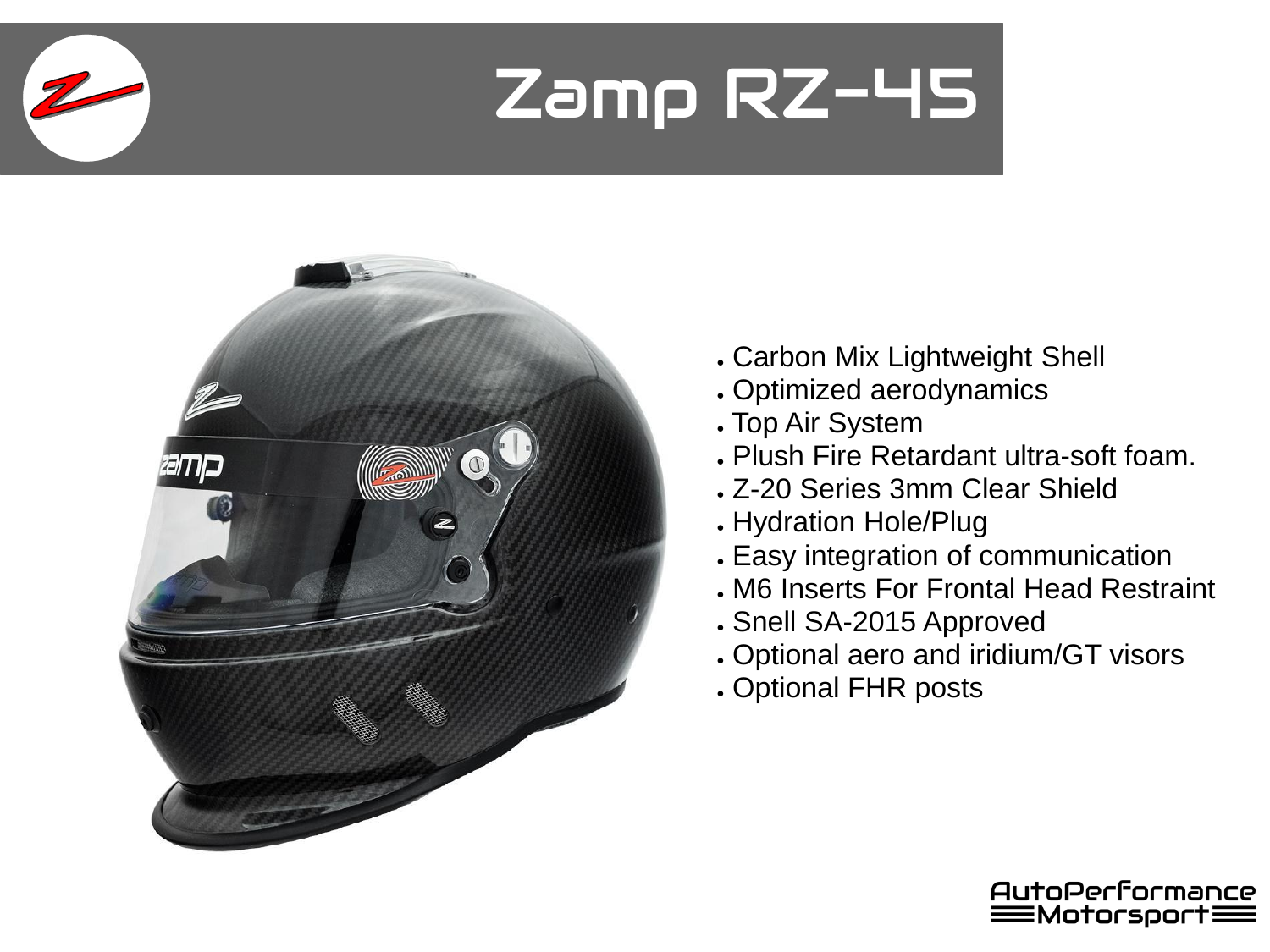# Zamp RZ-45

- Carbon Mix Lightweight Shell
- Optimized aerodynamics
- Top Air System
- Plush Fire Retardant ultra-soft foam.
- Z-20 Series 3mm Clear Shield
- Hydration Hole/Plug
- Easy integration of communication
- M6 Inserts For Frontal Head Restraint
- Snell SA-2015 Approved
- Optional aero and iridium/GT visors
- Optional FHR posts

AutoPerformance Motorsport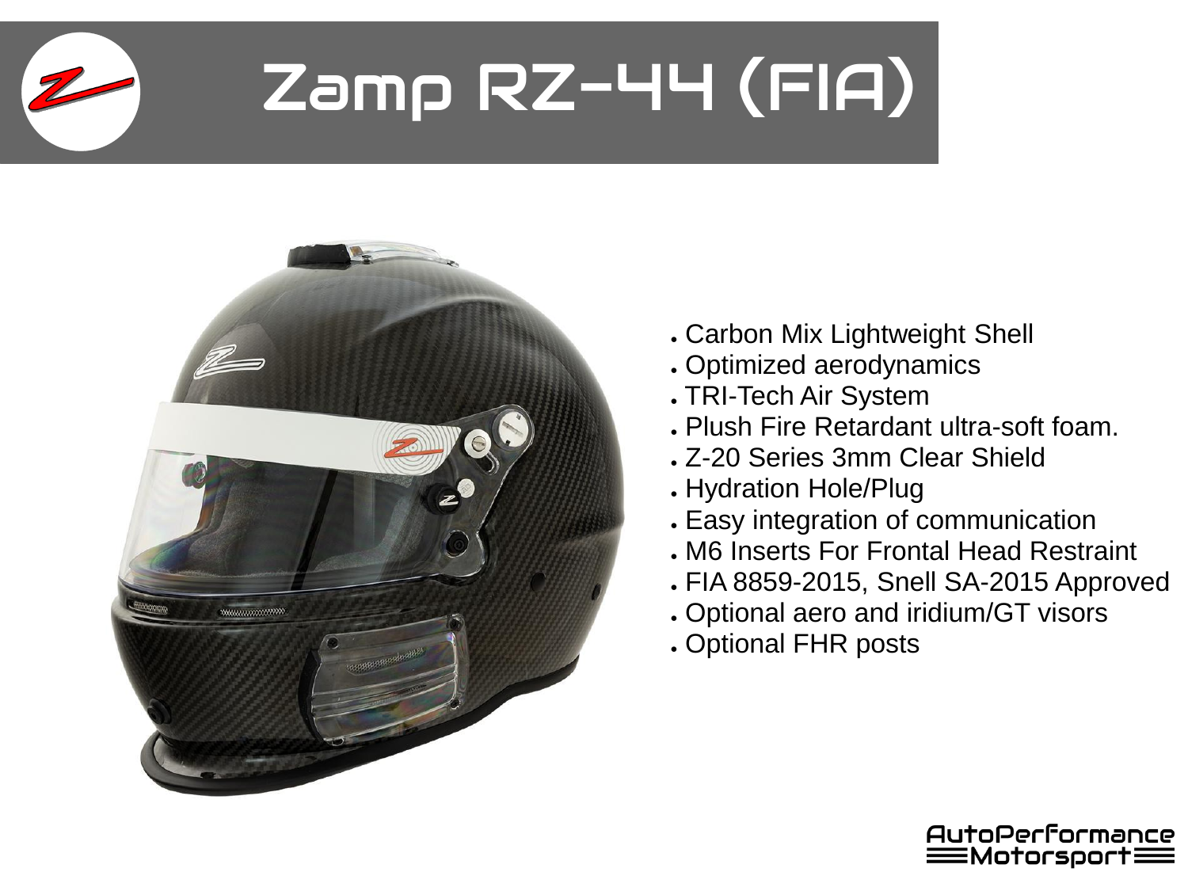# Zamp RZ-44 (FIA)

- Carbon Mix Lightweight Shell
- Optimized aerodynamics
- TRI-Tech Air System
- Plush Fire Retardant ultra-soft foam.
- Z-20 Series 3mm Clear Shield
- Hydration Hole/Plug
- Easy integration of communication
- M6 Inserts For Frontal Head Restraint
- FIA 8859-2015, Snell SA-2015 Approved
- Optional aero and iridium/GT visors
- Optional FHR posts

AutoPerformance Motorsport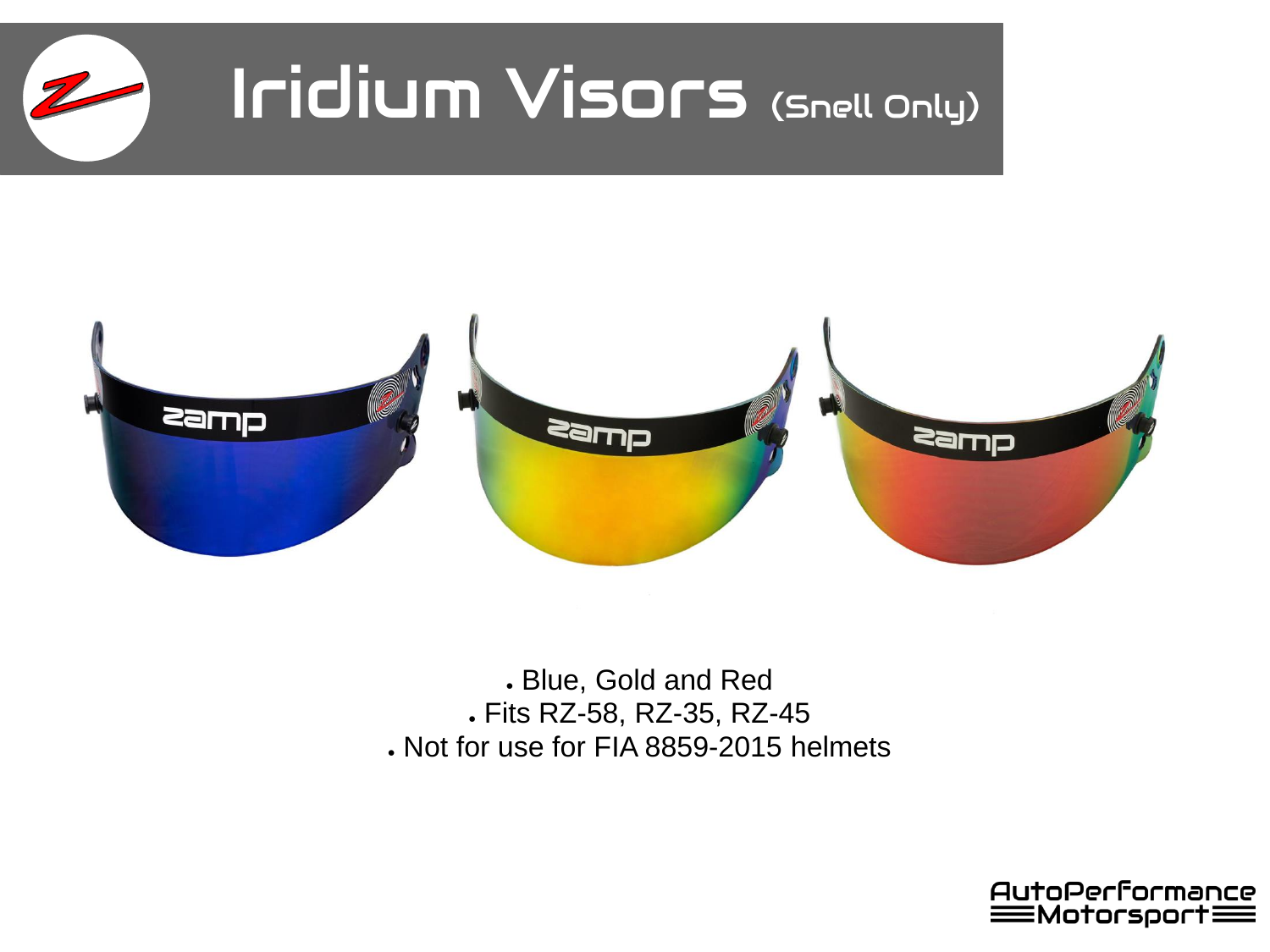# Iridium Visors (Snell Only)

- Blue, Gold and Red
- Fits RZ-58, RZ-35, RZ-45
- Not for use for FIA 8859-2015 helmets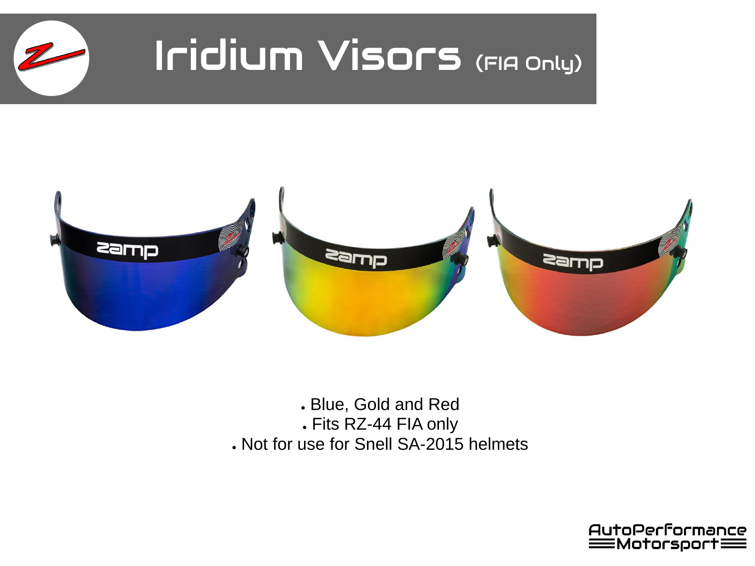# Iridium Visors (FIA Only)

- Blue, Gold and Red
- Fits RZ-44 FIA only
- Not for use for Snell SA-2015 helmets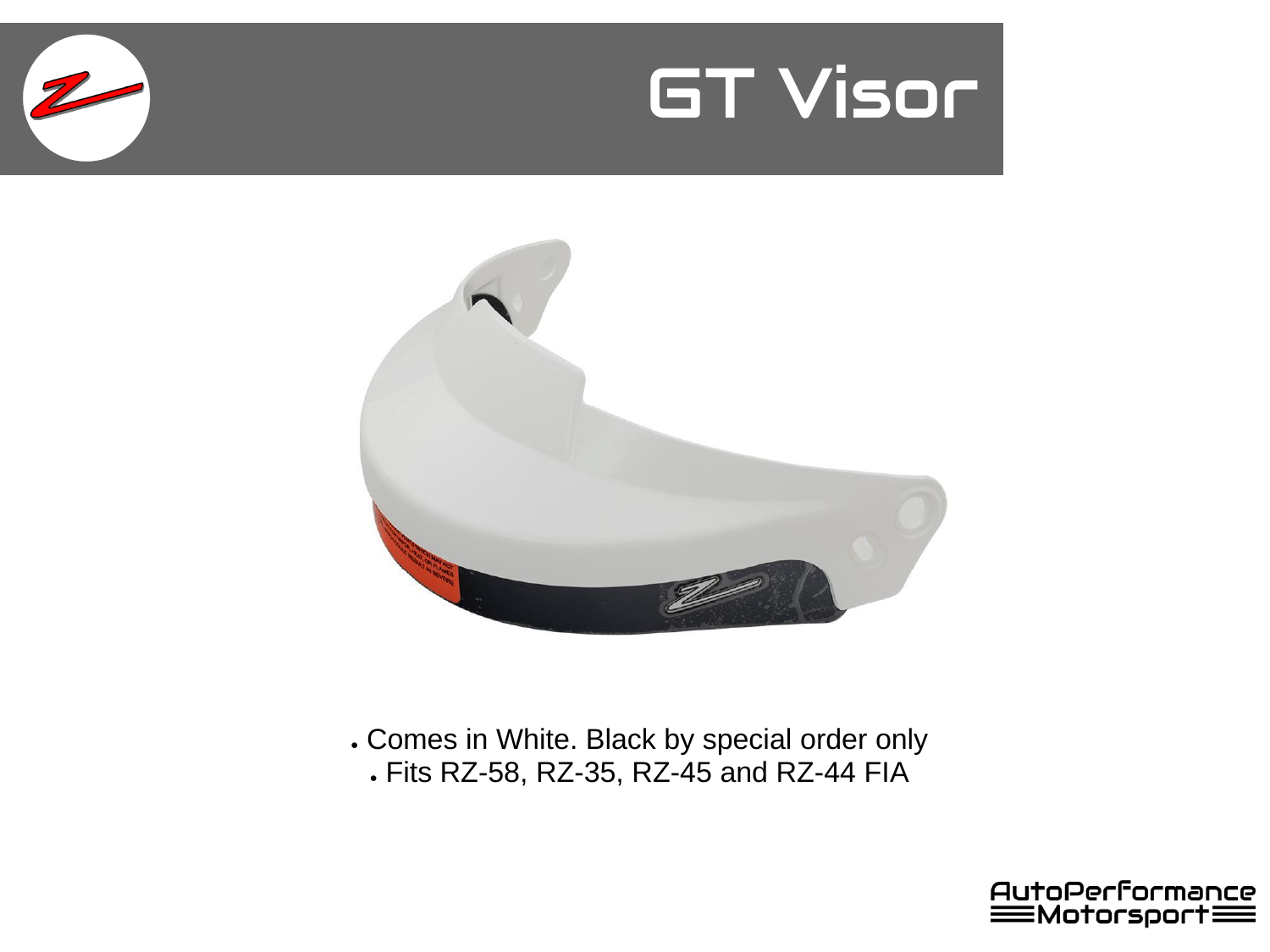# GT Visor

- Comes in White. Black by special order only
- Fits RZ-58, RZ-35, RZ-45 and RZ-44 FIA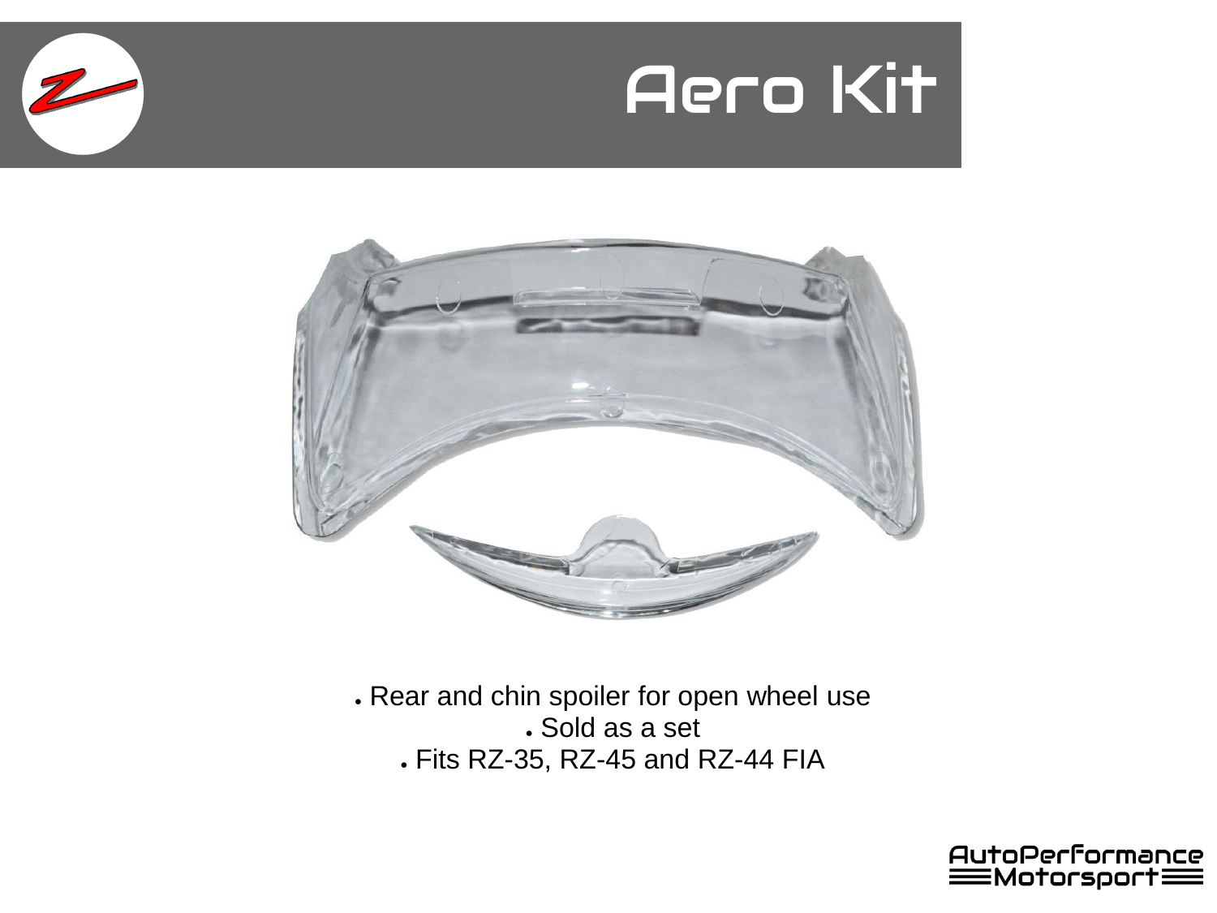# Aero Kit

- Rear and chin spoiler for open wheel use
- Sold as a set
- Fits RZ-35, RZ-45 and RZ-44 FIA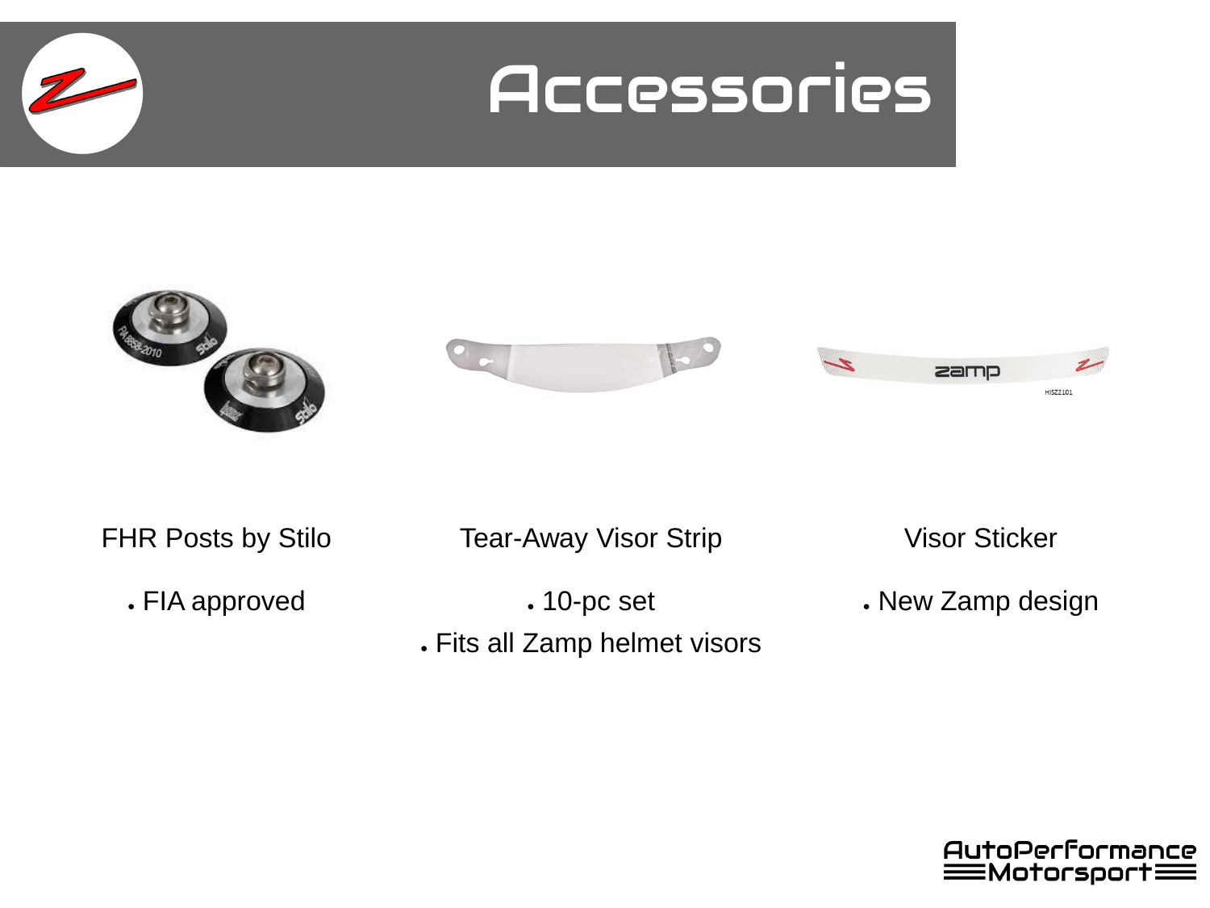# Accessories

### FHR Posts by Stilo

- FIA approved

### Tear-Away Visor Strip

- 10-pc set
- Fits all Zamp helmet visors

### Visor Sticker

- New Zamp design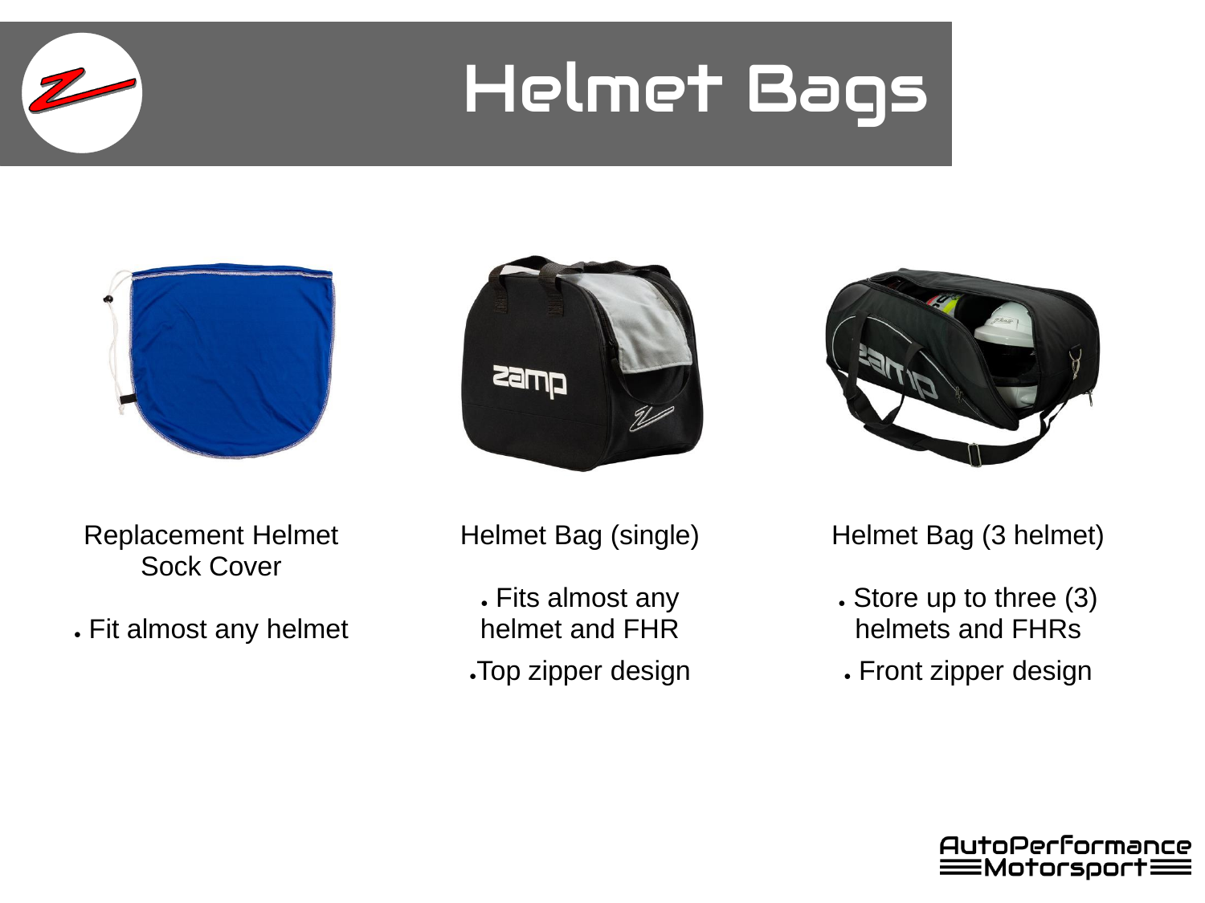# Helmet Bags

### Replacement Helmet Sock Cover

- Fit almost any helmet

### Helmet Bag (single)

- Fits almost any helmet and FHR
- Top zipper design

### Helmet Bag (3 helmet)

- Store up to three (3) helmets and FHRs
- Front zipper design

AutoPerformance Motorsport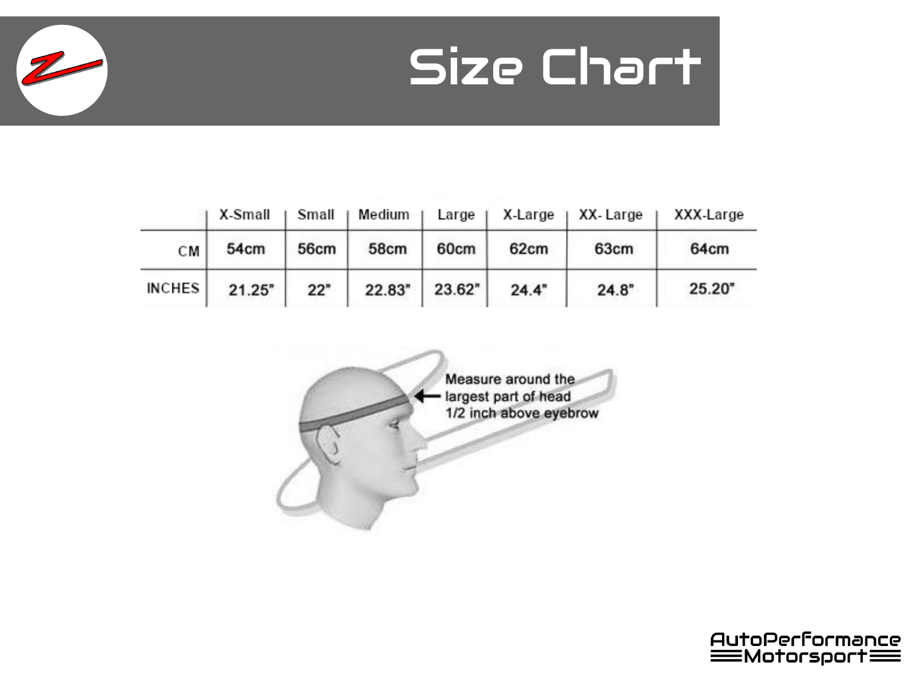# Size Chart

| | X-Small | Small | Medium | Large | X-Large | XX- Large | XXX-Large |
|---|---|---|---|---|---|---|---|
| CM | 54cm | 56cm | 58cm | 60cm | 62cm | 63cm | 64cm |
| INCHES | 21.25" | 22" | 22.83" | 23.62" | 24.4" | 24.8" | 25.20" |

Measure around the largest part of head 1/2 inch above eyebrow

AutoPerformance Motorsport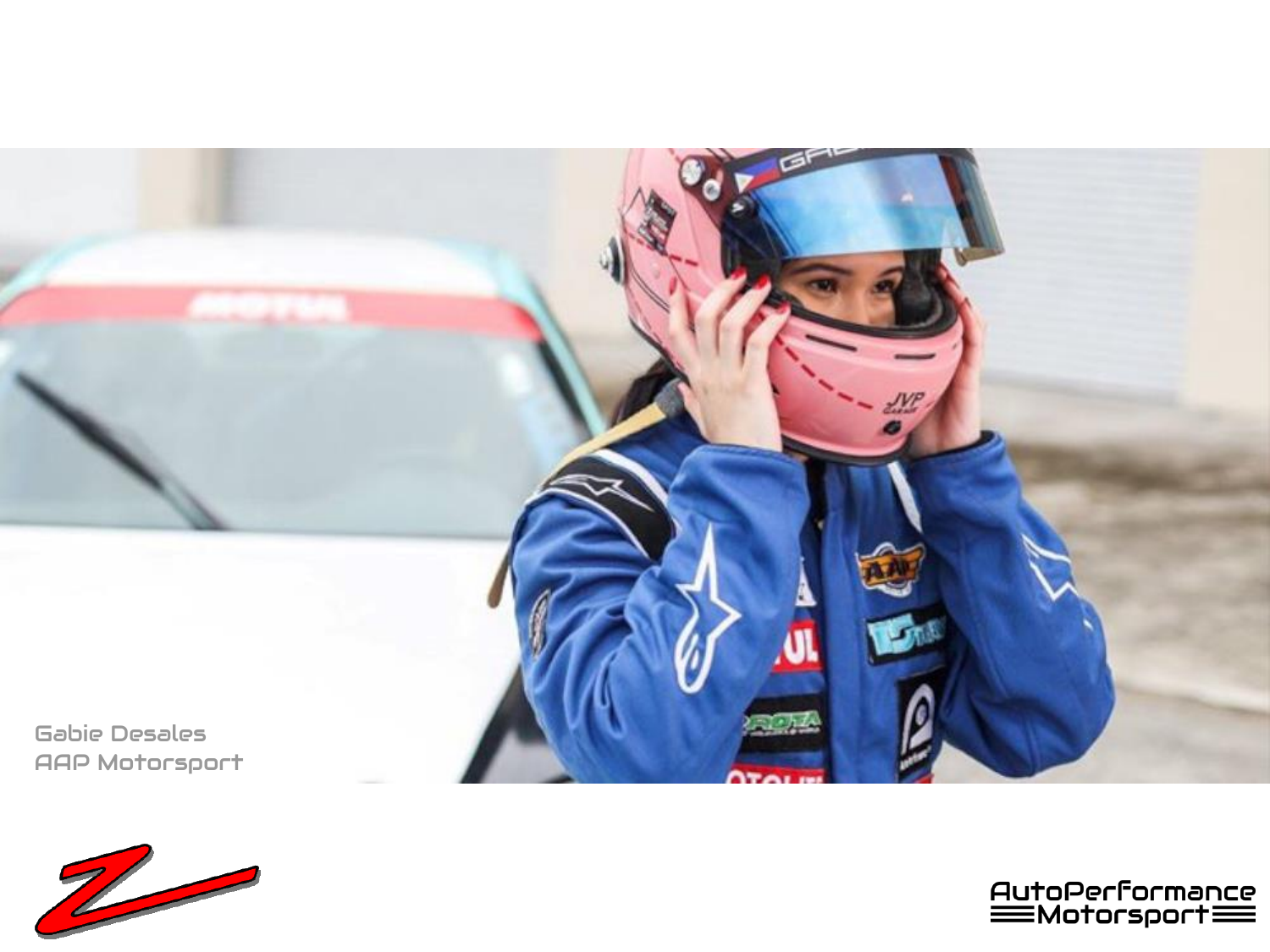Gabie Desales
AAP Motorsport

AutoPerformance
Motorsport